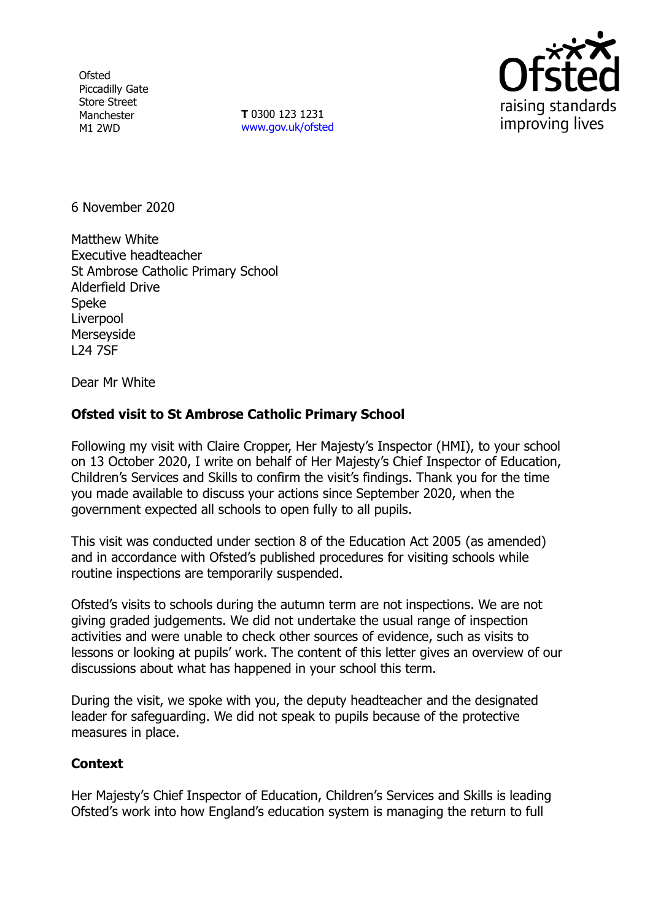Ofsted
Piccadilly Gate
Store Street
Manchester
M1 2WD

**T** 0300 123 1231
www.gov.uk/ofsted

6 November 2020

Matthew White
Executive headteacher
St Ambrose Catholic Primary School
Alderfield Drive
Speke
Liverpool
Merseyside
L24 7SF

Dear Mr White

**Ofsted visit to St Ambrose Catholic Primary School**

Following my visit with Claire Cropper, Her Majesty's Inspector (HMI), to your school on 13 October 2020, I write on behalf of Her Majesty's Chief Inspector of Education, Children's Services and Skills to confirm the visit's findings. Thank you for the time you made available to discuss your actions since September 2020, when the government expected all schools to open fully to all pupils.

This visit was conducted under section 8 of the Education Act 2005 (as amended) and in accordance with Ofsted's published procedures for visiting schools while routine inspections are temporarily suspended.

Ofsted's visits to schools during the autumn term are not inspections. We are not giving graded judgements. We did not undertake the usual range of inspection activities and were unable to check other sources of evidence, such as visits to lessons or looking at pupils' work. The content of this letter gives an overview of our discussions about what has happened in your school this term.

During the visit, we spoke with you, the deputy headteacher and the designated leader for safeguarding. We did not speak to pupils because of the protective measures in place.

**Context**

Her Majesty's Chief Inspector of Education, Children's Services and Skills is leading Ofsted's work into how England's education system is managing the return to full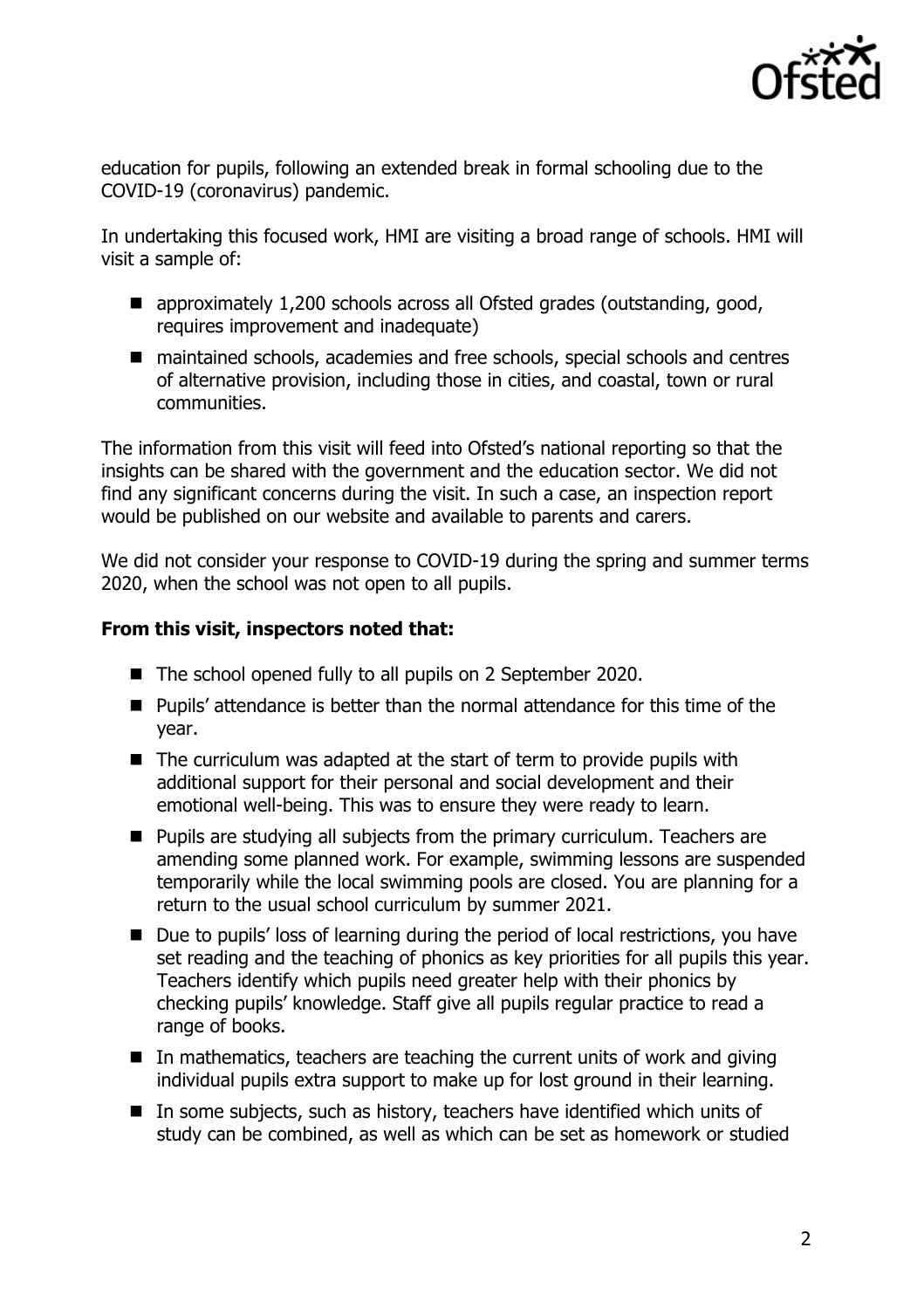education for pupils, following an extended break in formal schooling due to the COVID-19 (coronavirus) pandemic.

In undertaking this focused work, HMI are visiting a broad range of schools. HMI will visit a sample of:

- approximately 1,200 schools across all Ofsted grades (outstanding, good, requires improvement and inadequate)
- maintained schools, academies and free schools, special schools and centres of alternative provision, including those in cities, and coastal, town or rural communities.

The information from this visit will feed into Ofsted's national reporting so that the insights can be shared with the government and the education sector. We did not find any significant concerns during the visit. In such a case, an inspection report would be published on our website and available to parents and carers.

We did not consider your response to COVID-19 during the spring and summer terms 2020, when the school was not open to all pupils.

**From this visit, inspectors noted that:**

- The school opened fully to all pupils on 2 September 2020.
- Pupils' attendance is better than the normal attendance for this time of the year.
- The curriculum was adapted at the start of term to provide pupils with additional support for their personal and social development and their emotional well-being. This was to ensure they were ready to learn.
- Pupils are studying all subjects from the primary curriculum. Teachers are amending some planned work. For example, swimming lessons are suspended temporarily while the local swimming pools are closed. You are planning for a return to the usual school curriculum by summer 2021.
- Due to pupils' loss of learning during the period of local restrictions, you have set reading and the teaching of phonics as key priorities for all pupils this year. Teachers identify which pupils need greater help with their phonics by checking pupils' knowledge. Staff give all pupils regular practice to read a range of books.
- In mathematics, teachers are teaching the current units of work and giving individual pupils extra support to make up for lost ground in their learning.
- In some subjects, such as history, teachers have identified which units of study can be combined, as well as which can be set as homework or studied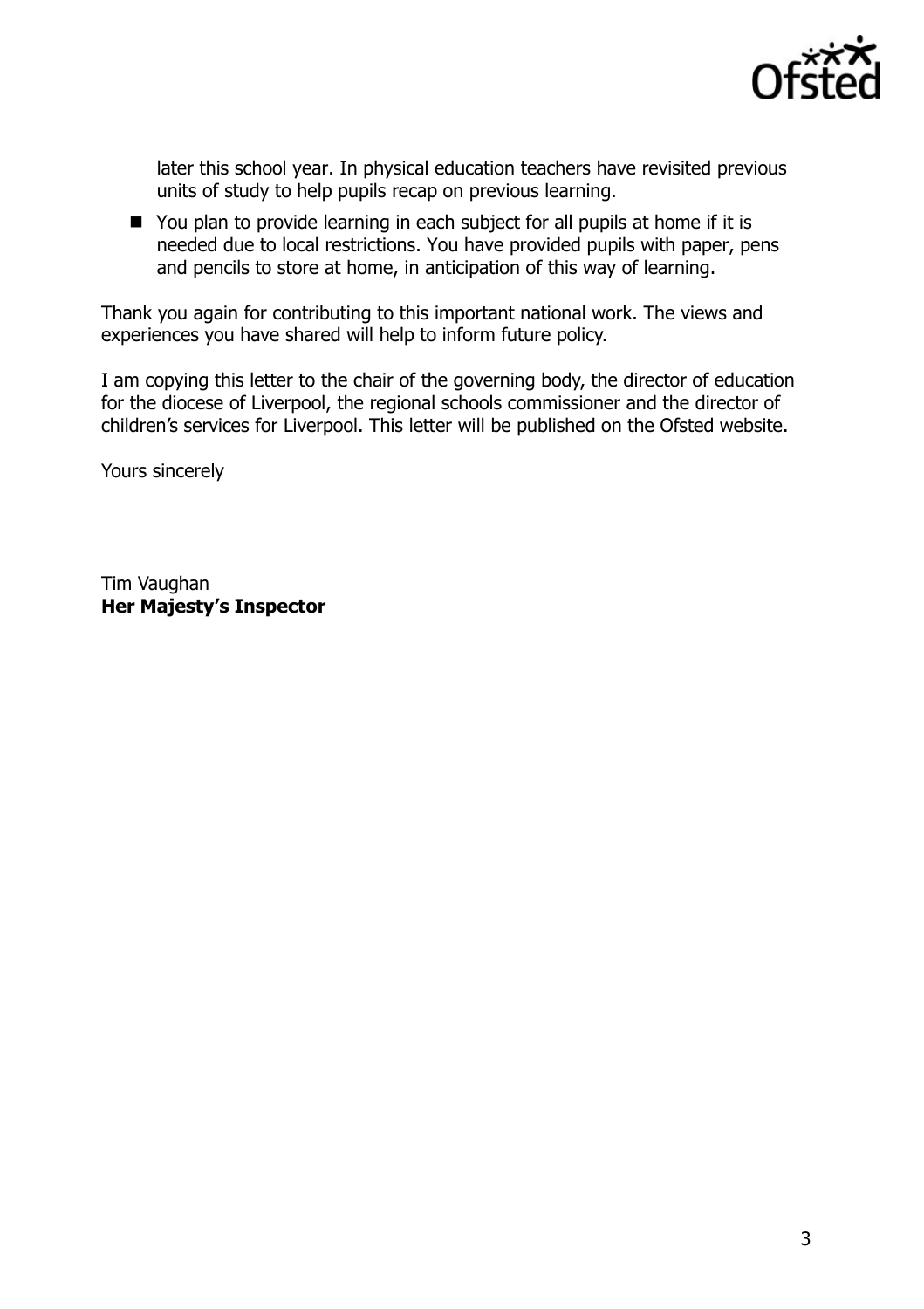later this school year. In physical education teachers have revisited previous units of study to help pupils recap on previous learning.

- You plan to provide learning in each subject for all pupils at home if it is needed due to local restrictions. You have provided pupils with paper, pens and pencils to store at home, in anticipation of this way of learning.

Thank you again for contributing to this important national work. The views and experiences you have shared will help to inform future policy.

I am copying this letter to the chair of the governing body, the director of education for the diocese of Liverpool, the regional schools commissioner and the director of children's services for Liverpool. This letter will be published on the Ofsted website.

Yours sincerely

Tim Vaughan
**Her Majesty's Inspector**